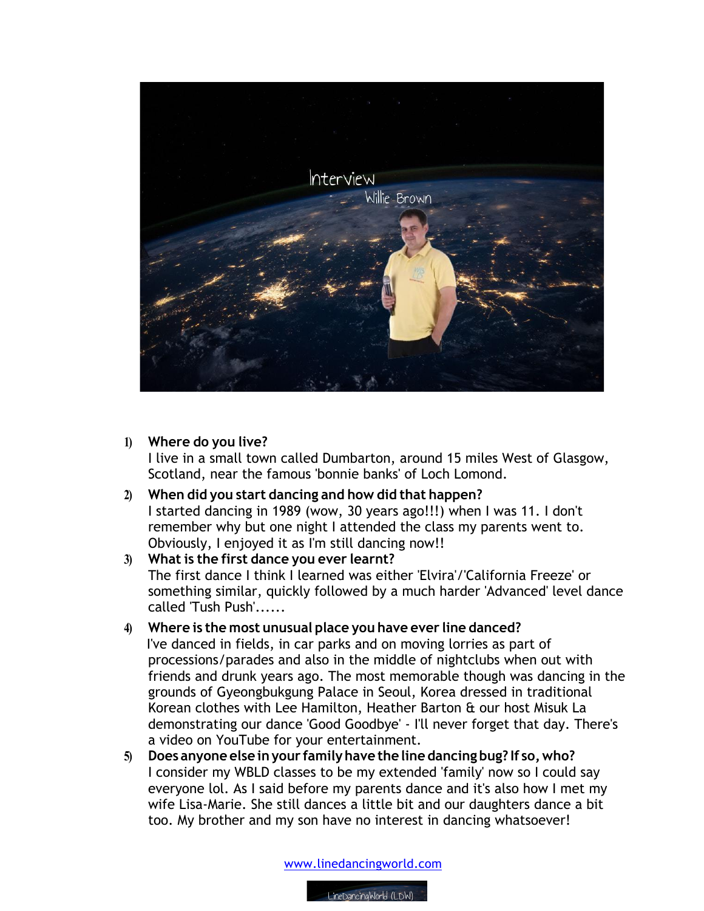# Interview

## Willie Brown

1) **Where do you live?**
I live in a small town called Dumbarton, around 15 miles West of Glasgow, Scotland, near the famous 'bonnie banks' of Loch Lomond.

2) **When did you start dancing and how did that happen?**
I started dancing in 1989 (wow, 30 years ago!!!) when I was 11. I don't remember why but one night I attended the class my parents went to. Obviously, I enjoyed it as I'm still dancing now!!

3) **What is the first dance you ever learnt?**
The first dance I think I learned was either 'Elvira'/'California Freeze' or something similar, quickly followed by a much harder 'Advanced' level dance called 'Tush Push'......

4) **Where is the most unusual place you have ever line danced?**
I've danced in fields, in car parks and on moving lorries as part of processions/parades and also in the middle of nightclubs when out with friends and drunk years ago. The most memorable though was dancing in the grounds of Gyeongbukgung Palace in Seoul, Korea dressed in traditional Korean clothes with Lee Hamilton, Heather Barton & our host Misuk La demonstrating our dance 'Good Goodbye' - I'll never forget that day. There's a video on YouTube for your entertainment.

5) **Does anyone else in your family have the line dancing bug? If so, who?**
I consider my WBLD classes to be my extended 'family' now so I could say everyone lol. As I said before my parents dance and it's also how I met my wife Lisa-Marie. She still dances a little bit and our daughters dance a bit too. My brother and my son have no interest in dancing whatsoever!

www.linedancingworld.com

LineDancingWorld (LDW)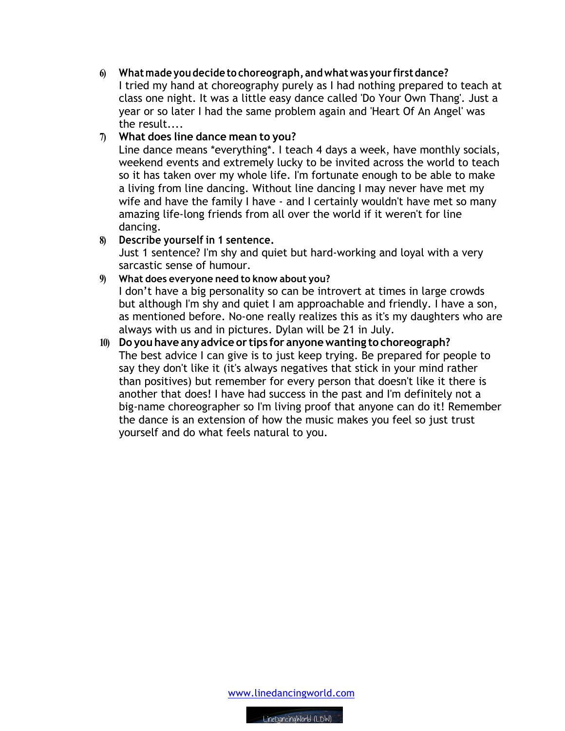6) **What made you decide to choreograph, and what was your first dance?**
   I tried my hand at choreography purely as I had nothing prepared to teach at class one night. It was a little easy dance called 'Do Your Own Thang'. Just a year or so later I had the same problem again and 'Heart Of An Angel' was the result....

7) **What does line dance mean to you?**
   Line dance means *everything*. I teach 4 days a week, have monthly socials, weekend events and extremely lucky to be invited across the world to teach so it has taken over my whole life. I'm fortunate enough to be able to make a living from line dancing. Without line dancing I may never have met my wife and have the family I have - and I certainly wouldn't have met so many amazing life-long friends from all over the world if it weren't for line dancing.

8) **Describe yourself in 1 sentence.**
   Just 1 sentence? I'm shy and quiet but hard-working and loyal with a very sarcastic sense of humour.

9) **What does everyone need to know about you?**
   I don't have a big personality so can be introvert at times in large crowds but although I'm shy and quiet I am approachable and friendly. I have a son, as mentioned before. No-one really realizes this as it's my daughters who are always with us and in pictures. Dylan will be 21 in July.

10) **Do you have any advice or tips for anyone wanting to choreograph?**
    The best advice I can give is to just keep trying. Be prepared for people to say they don't like it (it's always negatives that stick in your mind rather than positives) but remember for every person that doesn't like it there is another that does! I have had success in the past and I'm definitely not a big-name choreographer so I'm living proof that anyone can do it! Remember the dance is an extension of how the music makes you feel so just trust yourself and do what feels natural to you.

www.linedancingworld.com